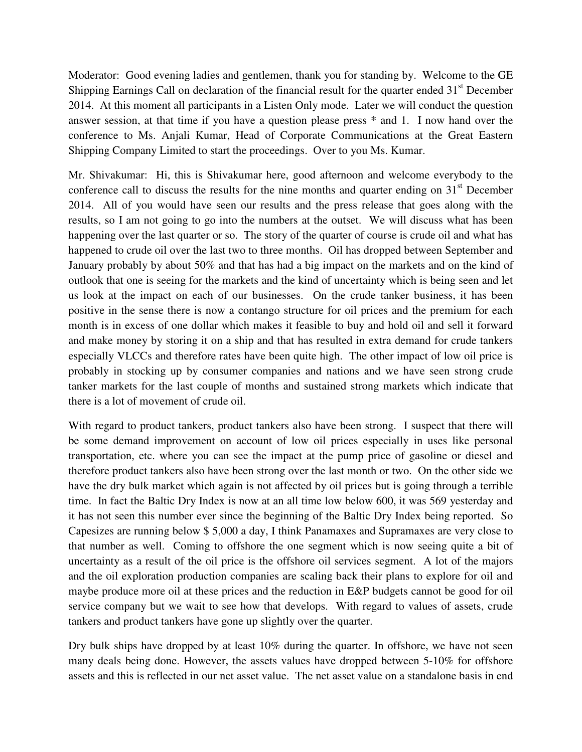Moderator: Good evening ladies and gentlemen, thank you for standing by. Welcome to the GE Shipping Earnings Call on declaration of the financial result for the quarter ended 31st December 2014. At this moment all participants in a Listen Only mode. Later we will conduct the question answer session, at that time if you have a question please press * and 1. I now hand over the conference to Ms. Anjali Kumar, Head of Corporate Communications at the Great Eastern Shipping Company Limited to start the proceedings. Over to you Ms. Kumar.

Mr. Shivakumar: Hi, this is Shivakumar here, good afternoon and welcome everybody to the conference call to discuss the results for the nine months and quarter ending on 31st December 2014. All of you would have seen our results and the press release that goes along with the results, so I am not going to go into the numbers at the outset. We will discuss what has been happening over the last quarter or so. The story of the quarter of course is crude oil and what has happened to crude oil over the last two to three months. Oil has dropped between September and January probably by about 50% and that has had a big impact on the markets and on the kind of outlook that one is seeing for the markets and the kind of uncertainty which is being seen and let us look at the impact on each of our businesses. On the crude tanker business, it has been positive in the sense there is now a contango structure for oil prices and the premium for each month is in excess of one dollar which makes it feasible to buy and hold oil and sell it forward and make money by storing it on a ship and that has resulted in extra demand for crude tankers especially VLCCs and therefore rates have been quite high. The other impact of low oil price is probably in stocking up by consumer companies and nations and we have seen strong crude tanker markets for the last couple of months and sustained strong markets which indicate that there is a lot of movement of crude oil.

With regard to product tankers, product tankers also have been strong. I suspect that there will be some demand improvement on account of low oil prices especially in uses like personal transportation, etc. where you can see the impact at the pump price of gasoline or diesel and therefore product tankers also have been strong over the last month or two. On the other side we have the dry bulk market which again is not affected by oil prices but is going through a terrible time. In fact the Baltic Dry Index is now at an all time low below 600, it was 569 yesterday and it has not seen this number ever since the beginning of the Baltic Dry Index being reported. So Capesizes are running below $ 5,000 a day, I think Panamaxes and Supramaxes are very close to that number as well. Coming to offshore the one segment which is now seeing quite a bit of uncertainty as a result of the oil price is the offshore oil services segment. A lot of the majors and the oil exploration production companies are scaling back their plans to explore for oil and maybe produce more oil at these prices and the reduction in E&P budgets cannot be good for oil service company but we wait to see how that develops. With regard to values of assets, crude tankers and product tankers have gone up slightly over the quarter.

Dry bulk ships have dropped by at least 10% during the quarter. In offshore, we have not seen many deals being done. However, the assets values have dropped between 5-10% for offshore assets and this is reflected in our net asset value. The net asset value on a standalone basis in end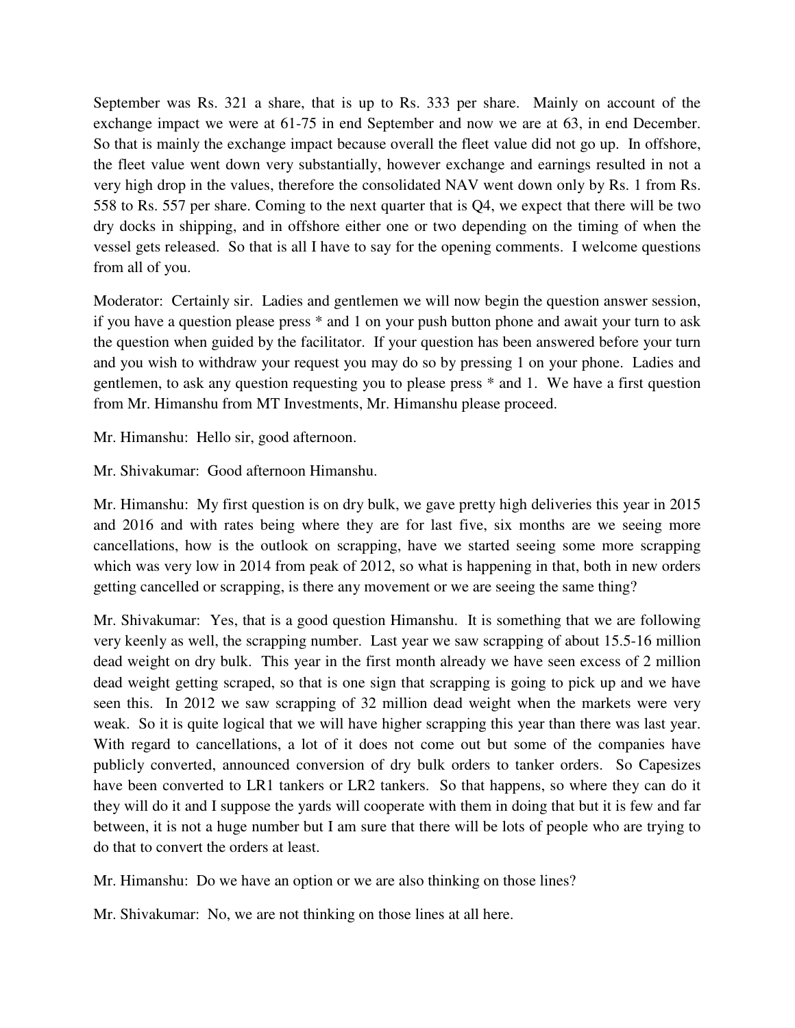September was Rs. 321 a share, that is up to Rs. 333 per share. Mainly on account of the exchange impact we were at 61-75 in end September and now we are at 63, in end December. So that is mainly the exchange impact because overall the fleet value did not go up. In offshore, the fleet value went down very substantially, however exchange and earnings resulted in not a very high drop in the values, therefore the consolidated NAV went down only by Rs. 1 from Rs. 558 to Rs. 557 per share. Coming to the next quarter that is Q4, we expect that there will be two dry docks in shipping, and in offshore either one or two depending on the timing of when the vessel gets released. So that is all I have to say for the opening comments. I welcome questions from all of you.

Moderator: Certainly sir. Ladies and gentlemen we will now begin the question answer session, if you have a question please press * and 1 on your push button phone and await your turn to ask the question when guided by the facilitator. If your question has been answered before your turn and you wish to withdraw your request you may do so by pressing 1 on your phone. Ladies and gentlemen, to ask any question requesting you to please press * and 1. We have a first question from Mr. Himanshu from MT Investments, Mr. Himanshu please proceed.

Mr. Himanshu: Hello sir, good afternoon.

Mr. Shivakumar: Good afternoon Himanshu.

Mr. Himanshu: My first question is on dry bulk, we gave pretty high deliveries this year in 2015 and 2016 and with rates being where they are for last five, six months are we seeing more cancellations, how is the outlook on scrapping, have we started seeing some more scrapping which was very low in 2014 from peak of 2012, so what is happening in that, both in new orders getting cancelled or scrapping, is there any movement or we are seeing the same thing?

Mr. Shivakumar: Yes, that is a good question Himanshu. It is something that we are following very keenly as well, the scrapping number. Last year we saw scrapping of about 15.5-16 million dead weight on dry bulk. This year in the first month already we have seen excess of 2 million dead weight getting scraped, so that is one sign that scrapping is going to pick up and we have seen this. In 2012 we saw scrapping of 32 million dead weight when the markets were very weak. So it is quite logical that we will have higher scrapping this year than there was last year. With regard to cancellations, a lot of it does not come out but some of the companies have publicly converted, announced conversion of dry bulk orders to tanker orders. So Capesizes have been converted to LR1 tankers or LR2 tankers. So that happens, so where they can do it they will do it and I suppose the yards will cooperate with them in doing that but it is few and far between, it is not a huge number but I am sure that there will be lots of people who are trying to do that to convert the orders at least.

Mr. Himanshu: Do we have an option or we are also thinking on those lines?

Mr. Shivakumar: No, we are not thinking on those lines at all here.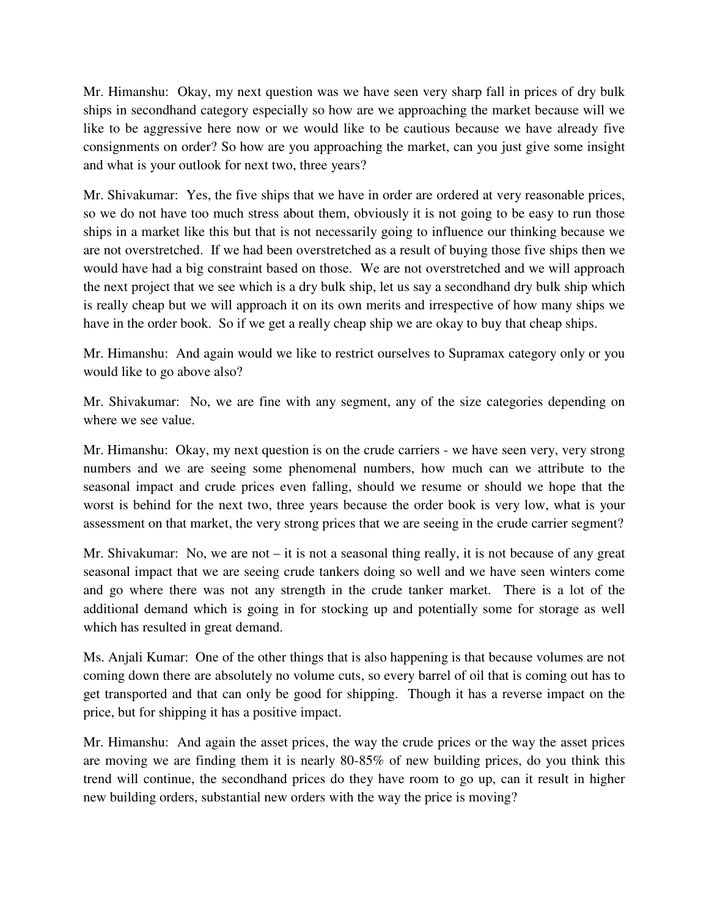Mr. Himanshu: Okay, my next question was we have seen very sharp fall in prices of dry bulk ships in secondhand category especially so how are we approaching the market because will we like to be aggressive here now or we would like to be cautious because we have already five consignments on order? So how are you approaching the market, can you just give some insight and what is your outlook for next two, three years?

Mr. Shivakumar: Yes, the five ships that we have in order are ordered at very reasonable prices, so we do not have too much stress about them, obviously it is not going to be easy to run those ships in a market like this but that is not necessarily going to influence our thinking because we are not overstretched. If we had been overstretched as a result of buying those five ships then we would have had a big constraint based on those. We are not overstretched and we will approach the next project that we see which is a dry bulk ship, let us say a secondhand dry bulk ship which is really cheap but we will approach it on its own merits and irrespective of how many ships we have in the order book. So if we get a really cheap ship we are okay to buy that cheap ships.

Mr. Himanshu: And again would we like to restrict ourselves to Supramax category only or you would like to go above also?

Mr. Shivakumar: No, we are fine with any segment, any of the size categories depending on where we see value.

Mr. Himanshu: Okay, my next question is on the crude carriers - we have seen very, very strong numbers and we are seeing some phenomenal numbers, how much can we attribute to the seasonal impact and crude prices even falling, should we resume or should we hope that the worst is behind for the next two, three years because the order book is very low, what is your assessment on that market, the very strong prices that we are seeing in the crude carrier segment?

Mr. Shivakumar: No, we are not – it is not a seasonal thing really, it is not because of any great seasonal impact that we are seeing crude tankers doing so well and we have seen winters come and go where there was not any strength in the crude tanker market. There is a lot of the additional demand which is going in for stocking up and potentially some for storage as well which has resulted in great demand.

Ms. Anjali Kumar: One of the other things that is also happening is that because volumes are not coming down there are absolutely no volume cuts, so every barrel of oil that is coming out has to get transported and that can only be good for shipping. Though it has a reverse impact on the price, but for shipping it has a positive impact.

Mr. Himanshu: And again the asset prices, the way the crude prices or the way the asset prices are moving we are finding them it is nearly 80-85% of new building prices, do you think this trend will continue, the secondhand prices do they have room to go up, can it result in higher new building orders, substantial new orders with the way the price is moving?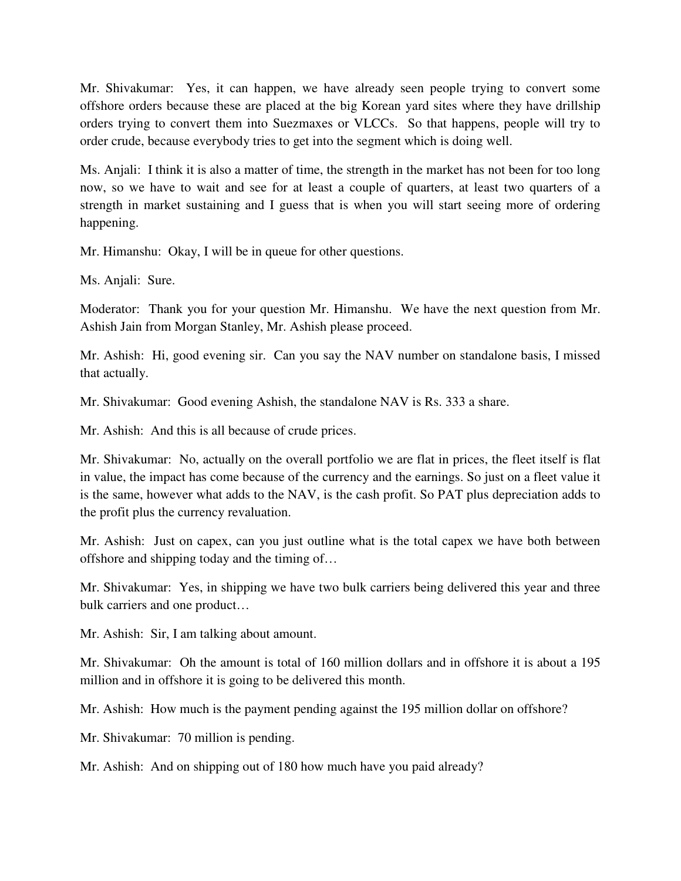Mr. Shivakumar: Yes, it can happen, we have already seen people trying to convert some offshore orders because these are placed at the big Korean yard sites where they have drillship orders trying to convert them into Suezmaxes or VLCCs. So that happens, people will try to order crude, because everybody tries to get into the segment which is doing well.

Ms. Anjali: I think it is also a matter of time, the strength in the market has not been for too long now, so we have to wait and see for at least a couple of quarters, at least two quarters of a strength in market sustaining and I guess that is when you will start seeing more of ordering happening.

Mr. Himanshu: Okay, I will be in queue for other questions.

Ms. Anjali: Sure.

Moderator: Thank you for your question Mr. Himanshu. We have the next question from Mr. Ashish Jain from Morgan Stanley, Mr. Ashish please proceed.

Mr. Ashish: Hi, good evening sir. Can you say the NAV number on standalone basis, I missed that actually.

Mr. Shivakumar: Good evening Ashish, the standalone NAV is Rs. 333 a share.

Mr. Ashish: And this is all because of crude prices.

Mr. Shivakumar: No, actually on the overall portfolio we are flat in prices, the fleet itself is flat in value, the impact has come because of the currency and the earnings. So just on a fleet value it is the same, however what adds to the NAV, is the cash profit. So PAT plus depreciation adds to the profit plus the currency revaluation.

Mr. Ashish: Just on capex, can you just outline what is the total capex we have both between offshore and shipping today and the timing of…

Mr. Shivakumar: Yes, in shipping we have two bulk carriers being delivered this year and three bulk carriers and one product…

Mr. Ashish: Sir, I am talking about amount.

Mr. Shivakumar: Oh the amount is total of 160 million dollars and in offshore it is about a 195 million and in offshore it is going to be delivered this month.

Mr. Ashish: How much is the payment pending against the 195 million dollar on offshore?

Mr. Shivakumar: 70 million is pending.

Mr. Ashish: And on shipping out of 180 how much have you paid already?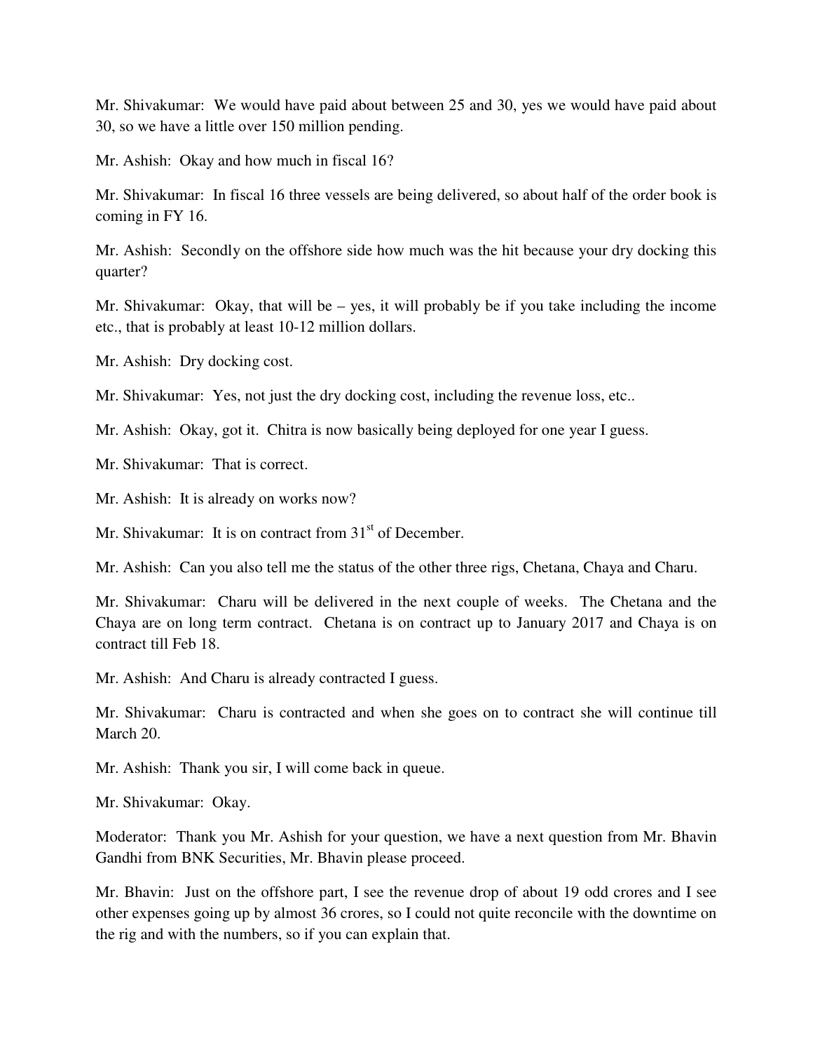Mr. Shivakumar: We would have paid about between 25 and 30, yes we would have paid about 30, so we have a little over 150 million pending.

Mr. Ashish: Okay and how much in fiscal 16?

Mr. Shivakumar: In fiscal 16 three vessels are being delivered, so about half of the order book is coming in FY 16.

Mr. Ashish: Secondly on the offshore side how much was the hit because your dry docking this quarter?

Mr. Shivakumar: Okay, that will be – yes, it will probably be if you take including the income etc., that is probably at least 10-12 million dollars.

Mr. Ashish: Dry docking cost.

Mr. Shivakumar: Yes, not just the dry docking cost, including the revenue loss, etc..

Mr. Ashish: Okay, got it. Chitra is now basically being deployed for one year I guess.

Mr. Shivakumar: That is correct.

Mr. Ashish: It is already on works now?

Mr. Shivakumar: It is on contract from 31st of December.

Mr. Ashish: Can you also tell me the status of the other three rigs, Chetana, Chaya and Charu.

Mr. Shivakumar: Charu will be delivered in the next couple of weeks. The Chetana and the Chaya are on long term contract. Chetana is on contract up to January 2017 and Chaya is on contract till Feb 18.

Mr. Ashish: And Charu is already contracted I guess.

Mr. Shivakumar: Charu is contracted and when she goes on to contract she will continue till March 20.

Mr. Ashish: Thank you sir, I will come back in queue.

Mr. Shivakumar: Okay.

Moderator: Thank you Mr. Ashish for your question, we have a next question from Mr. Bhavin Gandhi from BNK Securities, Mr. Bhavin please proceed.

Mr. Bhavin: Just on the offshore part, I see the revenue drop of about 19 odd crores and I see other expenses going up by almost 36 crores, so I could not quite reconcile with the downtime on the rig and with the numbers, so if you can explain that.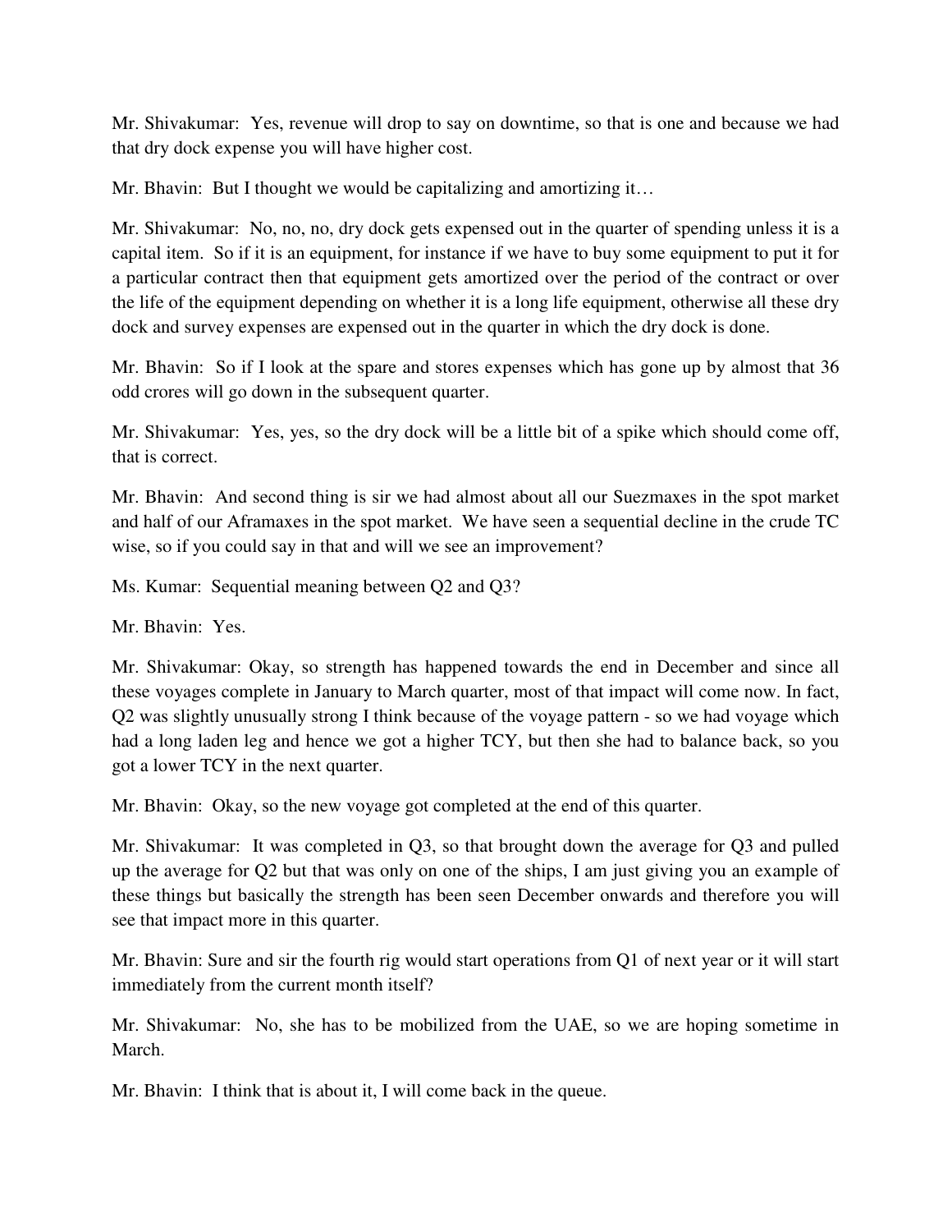Mr. Shivakumar: Yes, revenue will drop to say on downtime, so that is one and because we had that dry dock expense you will have higher cost.

Mr. Bhavin: But I thought we would be capitalizing and amortizing it…

Mr. Shivakumar: No, no, no, dry dock gets expensed out in the quarter of spending unless it is a capital item. So if it is an equipment, for instance if we have to buy some equipment to put it for a particular contract then that equipment gets amortized over the period of the contract or over the life of the equipment depending on whether it is a long life equipment, otherwise all these dry dock and survey expenses are expensed out in the quarter in which the dry dock is done.

Mr. Bhavin: So if I look at the spare and stores expenses which has gone up by almost that 36 odd crores will go down in the subsequent quarter.

Mr. Shivakumar: Yes, yes, so the dry dock will be a little bit of a spike which should come off, that is correct.

Mr. Bhavin: And second thing is sir we had almost about all our Suezmaxes in the spot market and half of our Aframaxes in the spot market. We have seen a sequential decline in the crude TC wise, so if you could say in that and will we see an improvement?

Ms. Kumar: Sequential meaning between Q2 and Q3?

Mr. Bhavin: Yes.

Mr. Shivakumar: Okay, so strength has happened towards the end in December and since all these voyages complete in January to March quarter, most of that impact will come now. In fact, Q2 was slightly unusually strong I think because of the voyage pattern - so we had voyage which had a long laden leg and hence we got a higher TCY, but then she had to balance back, so you got a lower TCY in the next quarter.

Mr. Bhavin: Okay, so the new voyage got completed at the end of this quarter.

Mr. Shivakumar: It was completed in Q3, so that brought down the average for Q3 and pulled up the average for Q2 but that was only on one of the ships, I am just giving you an example of these things but basically the strength has been seen December onwards and therefore you will see that impact more in this quarter.

Mr. Bhavin: Sure and sir the fourth rig would start operations from Q1 of next year or it will start immediately from the current month itself?

Mr. Shivakumar: No, she has to be mobilized from the UAE, so we are hoping sometime in March.

Mr. Bhavin: I think that is about it, I will come back in the queue.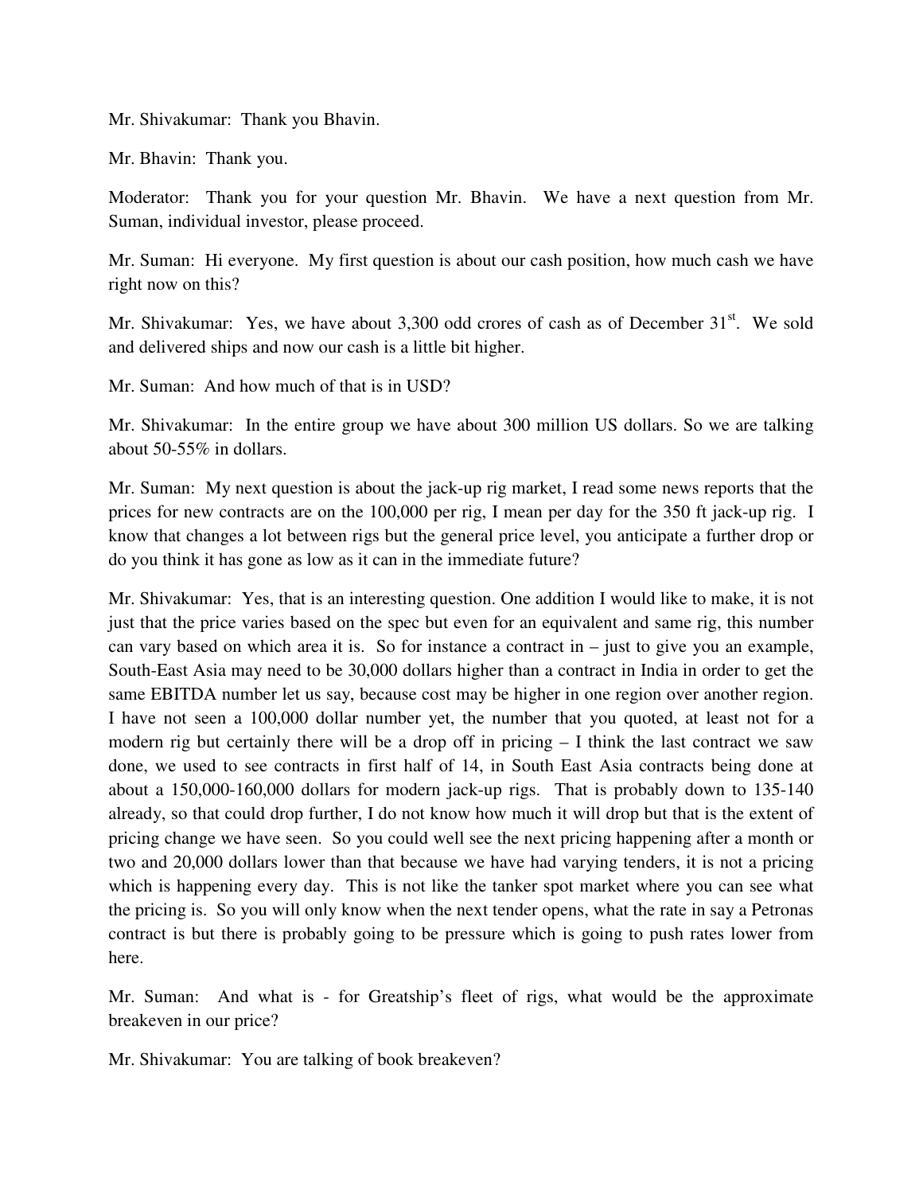Mr. Shivakumar: Thank you Bhavin.

Mr. Bhavin: Thank you.

Moderator: Thank you for your question Mr. Bhavin. We have a next question from Mr. Suman, individual investor, please proceed.

Mr. Suman: Hi everyone. My first question is about our cash position, how much cash we have right now on this?

Mr. Shivakumar: Yes, we have about 3,300 odd crores of cash as of December 31st. We sold and delivered ships and now our cash is a little bit higher.

Mr. Suman: And how much of that is in USD?

Mr. Shivakumar: In the entire group we have about 300 million US dollars. So we are talking about 50-55% in dollars.

Mr. Suman: My next question is about the jack-up rig market, I read some news reports that the prices for new contracts are on the 100,000 per rig, I mean per day for the 350 ft jack-up rig. I know that changes a lot between rigs but the general price level, you anticipate a further drop or do you think it has gone as low as it can in the immediate future?

Mr. Shivakumar: Yes, that is an interesting question. One addition I would like to make, it is not just that the price varies based on the spec but even for an equivalent and same rig, this number can vary based on which area it is. So for instance a contract in – just to give you an example, South-East Asia may need to be 30,000 dollars higher than a contract in India in order to get the same EBITDA number let us say, because cost may be higher in one region over another region. I have not seen a 100,000 dollar number yet, the number that you quoted, at least not for a modern rig but certainly there will be a drop off in pricing – I think the last contract we saw done, we used to see contracts in first half of 14, in South East Asia contracts being done at about a 150,000-160,000 dollars for modern jack-up rigs. That is probably down to 135-140 already, so that could drop further, I do not know how much it will drop but that is the extent of pricing change we have seen. So you could well see the next pricing happening after a month or two and 20,000 dollars lower than that because we have had varying tenders, it is not a pricing which is happening every day. This is not like the tanker spot market where you can see what the pricing is. So you will only know when the next tender opens, what the rate in say a Petronas contract is but there is probably going to be pressure which is going to push rates lower from here.

Mr. Suman: And what is - for Greatship's fleet of rigs, what would be the approximate breakeven in our price?

Mr. Shivakumar: You are talking of book breakeven?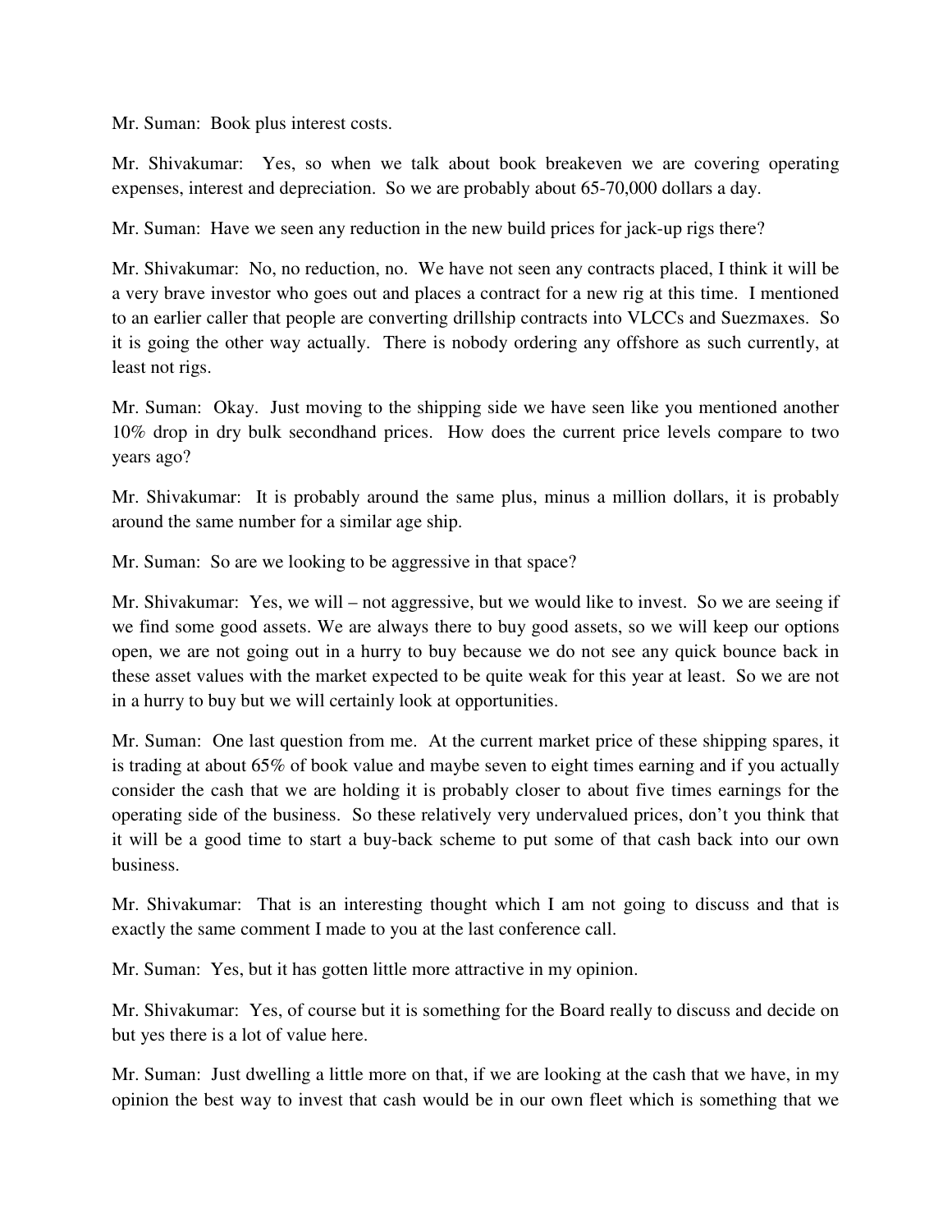Mr. Suman: Book plus interest costs.

Mr. Shivakumar: Yes, so when we talk about book breakeven we are covering operating expenses, interest and depreciation. So we are probably about 65-70,000 dollars a day.

Mr. Suman: Have we seen any reduction in the new build prices for jack-up rigs there?

Mr. Shivakumar: No, no reduction, no. We have not seen any contracts placed, I think it will be a very brave investor who goes out and places a contract for a new rig at this time. I mentioned to an earlier caller that people are converting drillship contracts into VLCCs and Suezmaxes. So it is going the other way actually. There is nobody ordering any offshore as such currently, at least not rigs.

Mr. Suman: Okay. Just moving to the shipping side we have seen like you mentioned another 10% drop in dry bulk secondhand prices. How does the current price levels compare to two years ago?

Mr. Shivakumar: It is probably around the same plus, minus a million dollars, it is probably around the same number for a similar age ship.

Mr. Suman: So are we looking to be aggressive in that space?

Mr. Shivakumar: Yes, we will – not aggressive, but we would like to invest. So we are seeing if we find some good assets. We are always there to buy good assets, so we will keep our options open, we are not going out in a hurry to buy because we do not see any quick bounce back in these asset values with the market expected to be quite weak for this year at least. So we are not in a hurry to buy but we will certainly look at opportunities.

Mr. Suman: One last question from me. At the current market price of these shipping spares, it is trading at about 65% of book value and maybe seven to eight times earning and if you actually consider the cash that we are holding it is probably closer to about five times earnings for the operating side of the business. So these relatively very undervalued prices, don't you think that it will be a good time to start a buy-back scheme to put some of that cash back into our own business.

Mr. Shivakumar: That is an interesting thought which I am not going to discuss and that is exactly the same comment I made to you at the last conference call.

Mr. Suman: Yes, but it has gotten little more attractive in my opinion.

Mr. Shivakumar: Yes, of course but it is something for the Board really to discuss and decide on but yes there is a lot of value here.

Mr. Suman: Just dwelling a little more on that, if we are looking at the cash that we have, in my opinion the best way to invest that cash would be in our own fleet which is something that we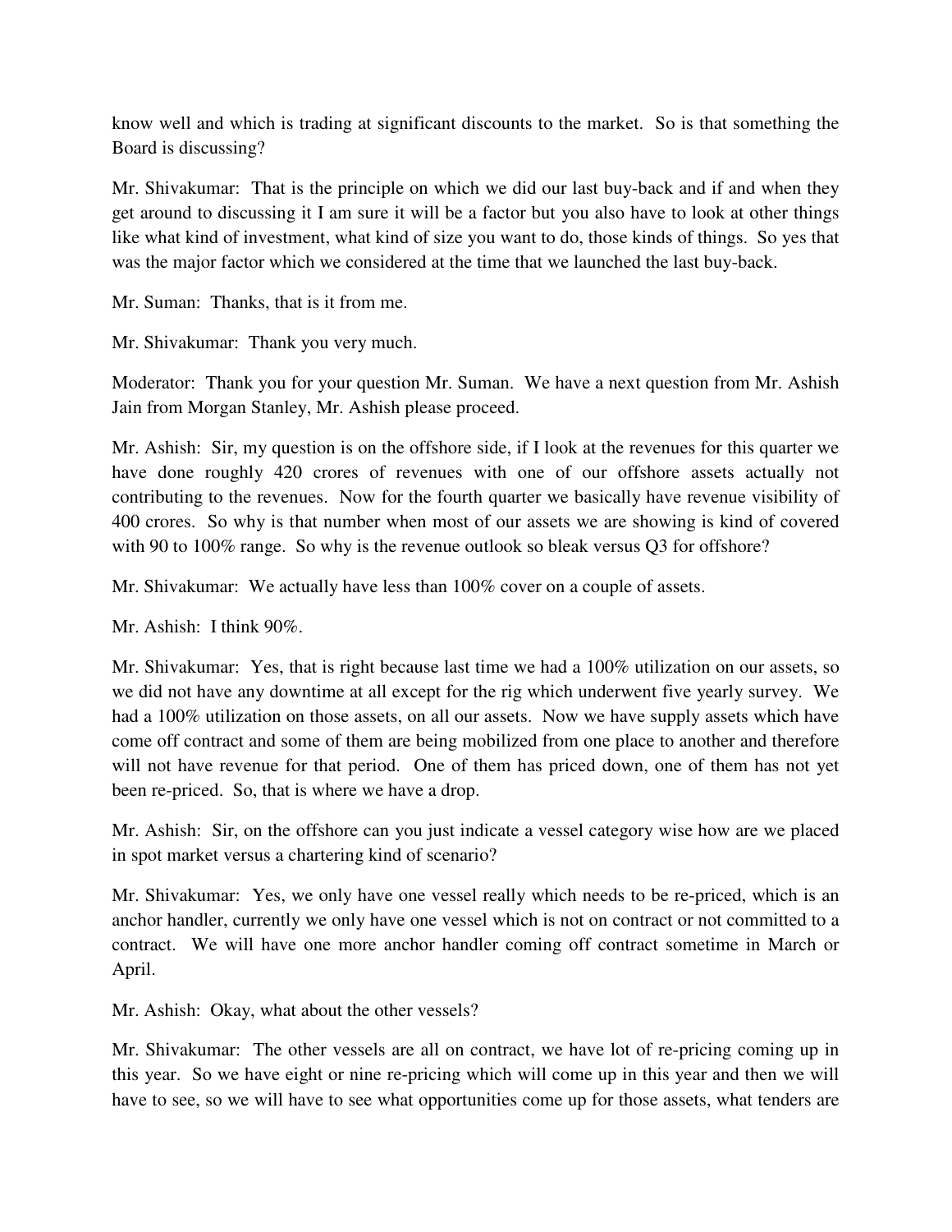know well and which is trading at significant discounts to the market. So is that something the Board is discussing?

Mr. Shivakumar: That is the principle on which we did our last buy-back and if and when they get around to discussing it I am sure it will be a factor but you also have to look at other things like what kind of investment, what kind of size you want to do, those kinds of things. So yes that was the major factor which we considered at the time that we launched the last buy-back.

Mr. Suman: Thanks, that is it from me.

Mr. Shivakumar: Thank you very much.

Moderator: Thank you for your question Mr. Suman. We have a next question from Mr. Ashish Jain from Morgan Stanley, Mr. Ashish please proceed.

Mr. Ashish: Sir, my question is on the offshore side, if I look at the revenues for this quarter we have done roughly 420 crores of revenues with one of our offshore assets actually not contributing to the revenues. Now for the fourth quarter we basically have revenue visibility of 400 crores. So why is that number when most of our assets we are showing is kind of covered with 90 to 100% range. So why is the revenue outlook so bleak versus Q3 for offshore?

Mr. Shivakumar: We actually have less than 100% cover on a couple of assets.

Mr. Ashish: I think 90%.

Mr. Shivakumar: Yes, that is right because last time we had a 100% utilization on our assets, so we did not have any downtime at all except for the rig which underwent five yearly survey. We had a 100% utilization on those assets, on all our assets. Now we have supply assets which have come off contract and some of them are being mobilized from one place to another and therefore will not have revenue for that period. One of them has priced down, one of them has not yet been re-priced. So, that is where we have a drop.

Mr. Ashish: Sir, on the offshore can you just indicate a vessel category wise how are we placed in spot market versus a chartering kind of scenario?

Mr. Shivakumar: Yes, we only have one vessel really which needs to be re-priced, which is an anchor handler, currently we only have one vessel which is not on contract or not committed to a contract. We will have one more anchor handler coming off contract sometime in March or April.

Mr. Ashish: Okay, what about the other vessels?

Mr. Shivakumar: The other vessels are all on contract, we have lot of re-pricing coming up in this year. So we have eight or nine re-pricing which will come up in this year and then we will have to see, so we will have to see what opportunities come up for those assets, what tenders are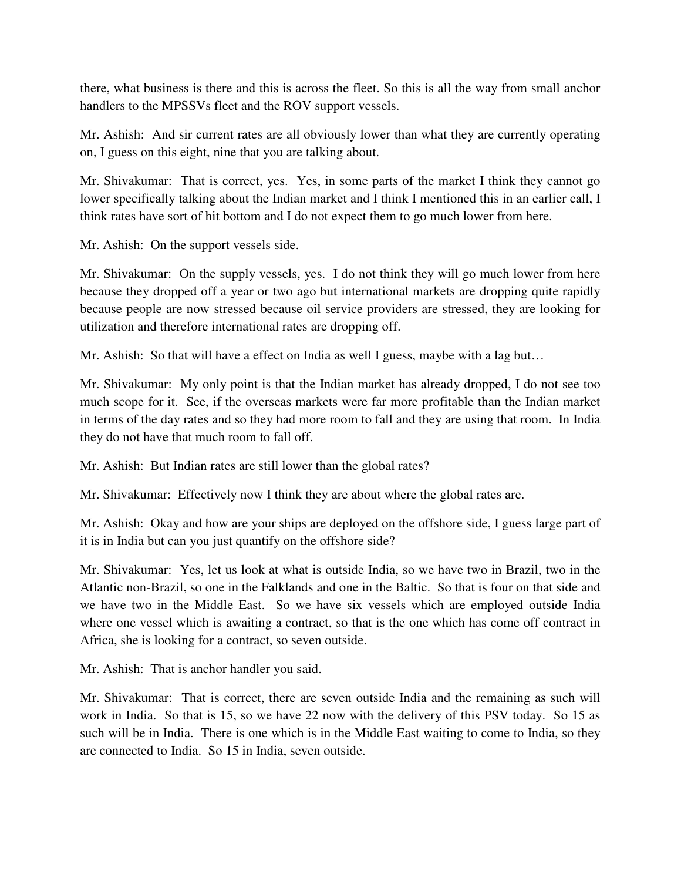there, what business is there and this is across the fleet. So this is all the way from small anchor handlers to the MPSSVs fleet and the ROV support vessels.

Mr. Ashish: And sir current rates are all obviously lower than what they are currently operating on, I guess on this eight, nine that you are talking about.

Mr. Shivakumar: That is correct, yes. Yes, in some parts of the market I think they cannot go lower specifically talking about the Indian market and I think I mentioned this in an earlier call, I think rates have sort of hit bottom and I do not expect them to go much lower from here.

Mr. Ashish: On the support vessels side.

Mr. Shivakumar: On the supply vessels, yes. I do not think they will go much lower from here because they dropped off a year or two ago but international markets are dropping quite rapidly because people are now stressed because oil service providers are stressed, they are looking for utilization and therefore international rates are dropping off.

Mr. Ashish: So that will have a effect on India as well I guess, maybe with a lag but…

Mr. Shivakumar: My only point is that the Indian market has already dropped, I do not see too much scope for it. See, if the overseas markets were far more profitable than the Indian market in terms of the day rates and so they had more room to fall and they are using that room. In India they do not have that much room to fall off.

Mr. Ashish: But Indian rates are still lower than the global rates?

Mr. Shivakumar: Effectively now I think they are about where the global rates are.

Mr. Ashish: Okay and how are your ships are deployed on the offshore side, I guess large part of it is in India but can you just quantify on the offshore side?

Mr. Shivakumar: Yes, let us look at what is outside India, so we have two in Brazil, two in the Atlantic non-Brazil, so one in the Falklands and one in the Baltic. So that is four on that side and we have two in the Middle East. So we have six vessels which are employed outside India where one vessel which is awaiting a contract, so that is the one which has come off contract in Africa, she is looking for a contract, so seven outside.

Mr. Ashish: That is anchor handler you said.

Mr. Shivakumar: That is correct, there are seven outside India and the remaining as such will work in India. So that is 15, so we have 22 now with the delivery of this PSV today. So 15 as such will be in India. There is one which is in the Middle East waiting to come to India, so they are connected to India. So 15 in India, seven outside.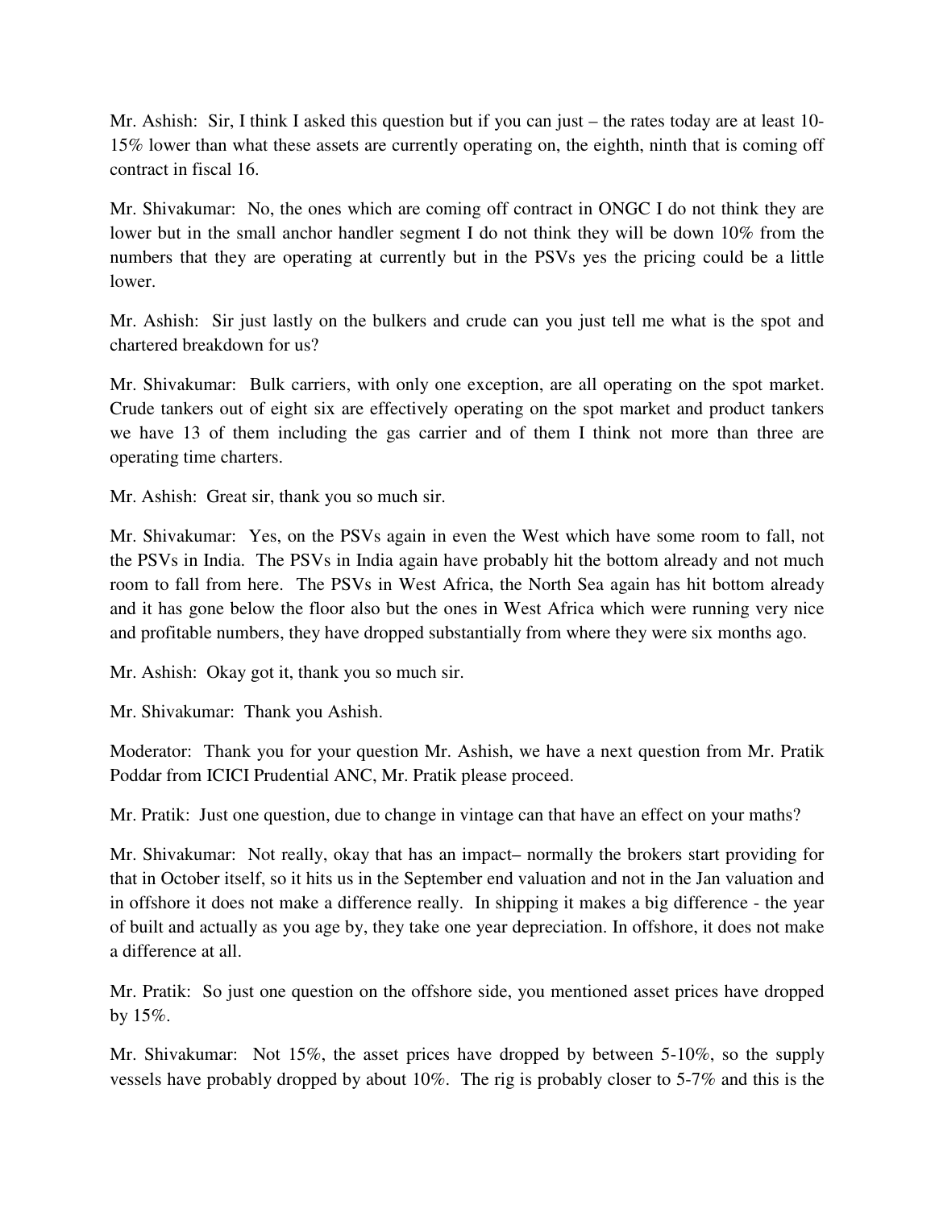Mr. Ashish: Sir, I think I asked this question but if you can just – the rates today are at least 10-15% lower than what these assets are currently operating on, the eighth, ninth that is coming off contract in fiscal 16.

Mr. Shivakumar: No, the ones which are coming off contract in ONGC I do not think they are lower but in the small anchor handler segment I do not think they will be down 10% from the numbers that they are operating at currently but in the PSVs yes the pricing could be a little lower.

Mr. Ashish: Sir just lastly on the bulkers and crude can you just tell me what is the spot and chartered breakdown for us?

Mr. Shivakumar: Bulk carriers, with only one exception, are all operating on the spot market. Crude tankers out of eight six are effectively operating on the spot market and product tankers we have 13 of them including the gas carrier and of them I think not more than three are operating time charters.

Mr. Ashish: Great sir, thank you so much sir.

Mr. Shivakumar: Yes, on the PSVs again in even the West which have some room to fall, not the PSVs in India. The PSVs in India again have probably hit the bottom already and not much room to fall from here. The PSVs in West Africa, the North Sea again has hit bottom already and it has gone below the floor also but the ones in West Africa which were running very nice and profitable numbers, they have dropped substantially from where they were six months ago.

Mr. Ashish: Okay got it, thank you so much sir.

Mr. Shivakumar: Thank you Ashish.

Moderator: Thank you for your question Mr. Ashish, we have a next question from Mr. Pratik Poddar from ICICI Prudential ANC, Mr. Pratik please proceed.

Mr. Pratik: Just one question, due to change in vintage can that have an effect on your maths?

Mr. Shivakumar: Not really, okay that has an impact– normally the brokers start providing for that in October itself, so it hits us in the September end valuation and not in the Jan valuation and in offshore it does not make a difference really. In shipping it makes a big difference - the year of built and actually as you age by, they take one year depreciation. In offshore, it does not make a difference at all.

Mr. Pratik: So just one question on the offshore side, you mentioned asset prices have dropped by 15%.

Mr. Shivakumar: Not 15%, the asset prices have dropped by between 5-10%, so the supply vessels have probably dropped by about 10%. The rig is probably closer to 5-7% and this is the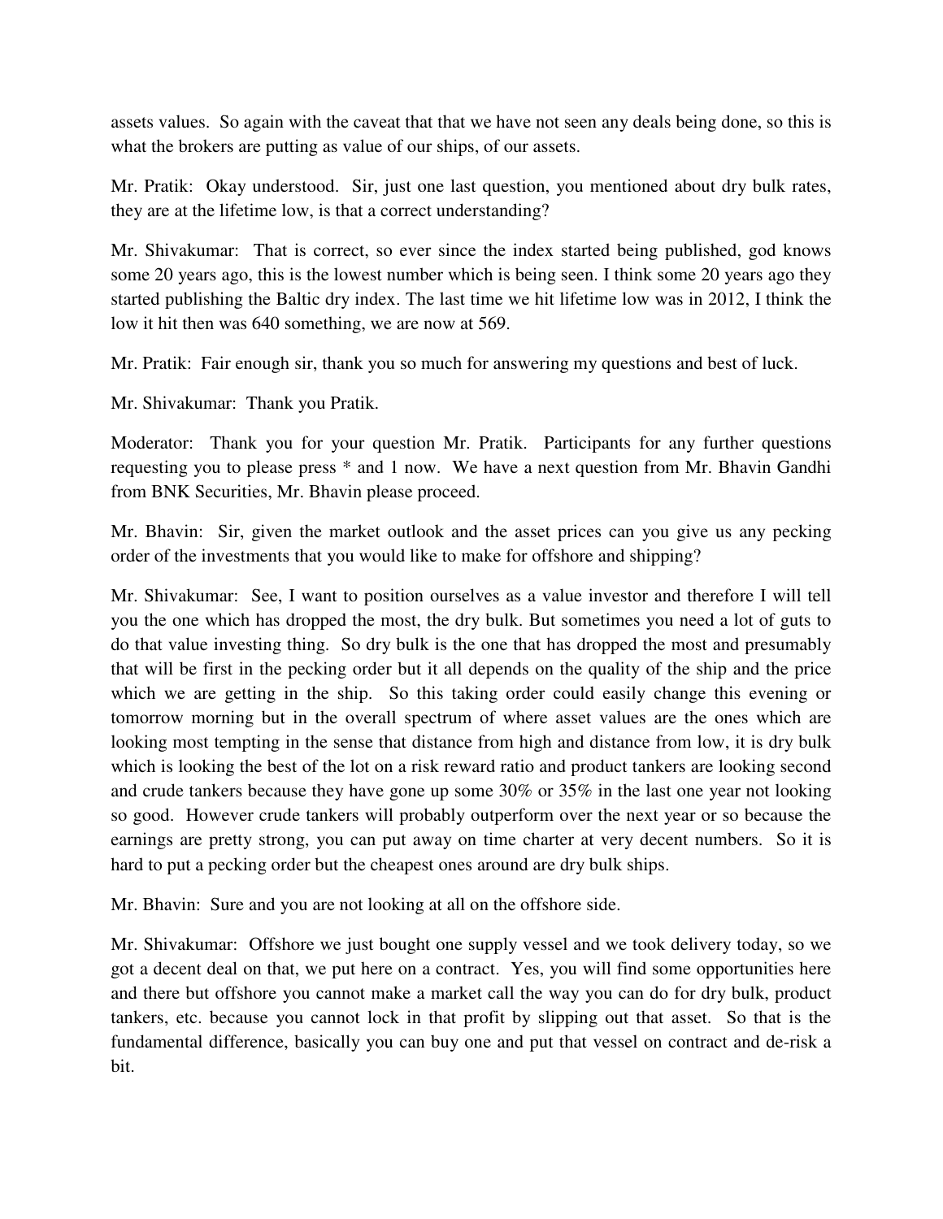assets values. So again with the caveat that that we have not seen any deals being done, so this is what the brokers are putting as value of our ships, of our assets.

Mr. Pratik: Okay understood. Sir, just one last question, you mentioned about dry bulk rates, they are at the lifetime low, is that a correct understanding?

Mr. Shivakumar: That is correct, so ever since the index started being published, god knows some 20 years ago, this is the lowest number which is being seen. I think some 20 years ago they started publishing the Baltic dry index. The last time we hit lifetime low was in 2012, I think the low it hit then was 640 something, we are now at 569.

Mr. Pratik: Fair enough sir, thank you so much for answering my questions and best of luck.

Mr. Shivakumar: Thank you Pratik.

Moderator: Thank you for your question Mr. Pratik. Participants for any further questions requesting you to please press * and 1 now. We have a next question from Mr. Bhavin Gandhi from BNK Securities, Mr. Bhavin please proceed.

Mr. Bhavin: Sir, given the market outlook and the asset prices can you give us any pecking order of the investments that you would like to make for offshore and shipping?

Mr. Shivakumar: See, I want to position ourselves as a value investor and therefore I will tell you the one which has dropped the most, the dry bulk. But sometimes you need a lot of guts to do that value investing thing. So dry bulk is the one that has dropped the most and presumably that will be first in the pecking order but it all depends on the quality of the ship and the price which we are getting in the ship. So this taking order could easily change this evening or tomorrow morning but in the overall spectrum of where asset values are the ones which are looking most tempting in the sense that distance from high and distance from low, it is dry bulk which is looking the best of the lot on a risk reward ratio and product tankers are looking second and crude tankers because they have gone up some 30% or 35% in the last one year not looking so good. However crude tankers will probably outperform over the next year or so because the earnings are pretty strong, you can put away on time charter at very decent numbers. So it is hard to put a pecking order but the cheapest ones around are dry bulk ships.

Mr. Bhavin: Sure and you are not looking at all on the offshore side.

Mr. Shivakumar: Offshore we just bought one supply vessel and we took delivery today, so we got a decent deal on that, we put here on a contract. Yes, you will find some opportunities here and there but offshore you cannot make a market call the way you can do for dry bulk, product tankers, etc. because you cannot lock in that profit by slipping out that asset. So that is the fundamental difference, basically you can buy one and put that vessel on contract and de-risk a bit.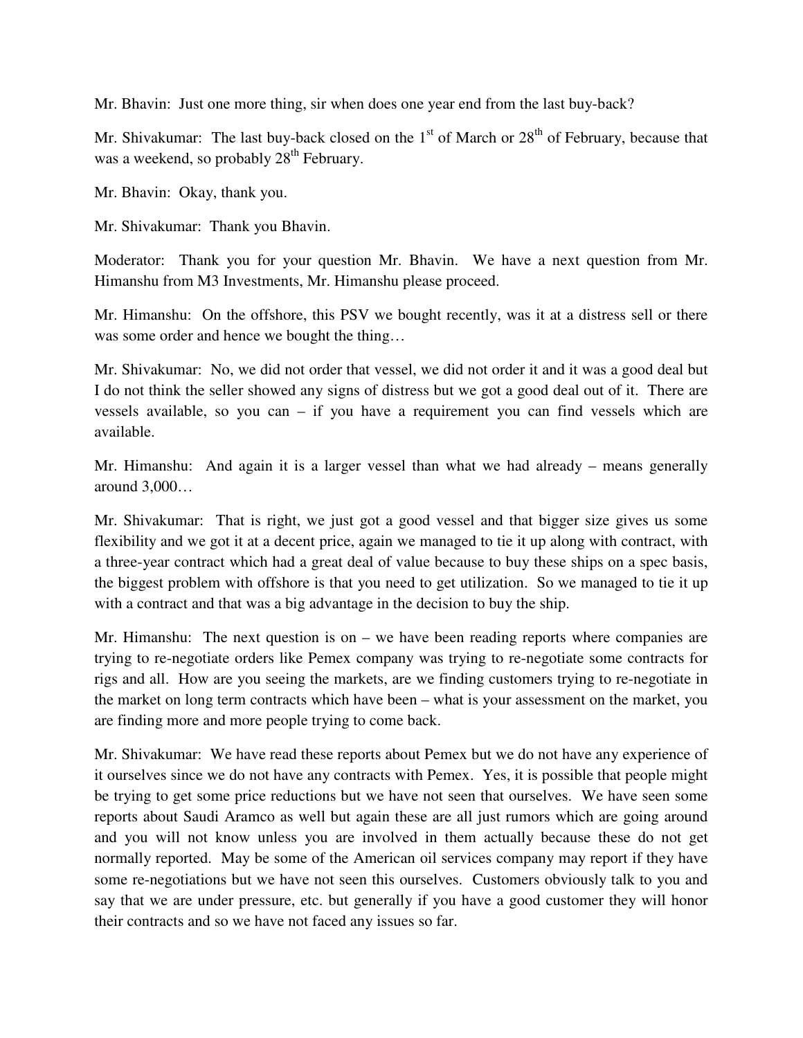Mr. Bhavin: Just one more thing, sir when does one year end from the last buy-back?

Mr. Shivakumar: The last buy-back closed on the 1st of March or 28th of February, because that was a weekend, so probably 28th February.

Mr. Bhavin: Okay, thank you.

Mr. Shivakumar: Thank you Bhavin.

Moderator: Thank you for your question Mr. Bhavin. We have a next question from Mr. Himanshu from M3 Investments, Mr. Himanshu please proceed.

Mr. Himanshu: On the offshore, this PSV we bought recently, was it at a distress sell or there was some order and hence we bought the thing…

Mr. Shivakumar: No, we did not order that vessel, we did not order it and it was a good deal but I do not think the seller showed any signs of distress but we got a good deal out of it. There are vessels available, so you can – if you have a requirement you can find vessels which are available.

Mr. Himanshu: And again it is a larger vessel than what we had already – means generally around 3,000…

Mr. Shivakumar: That is right, we just got a good vessel and that bigger size gives us some flexibility and we got it at a decent price, again we managed to tie it up along with contract, with a three-year contract which had a great deal of value because to buy these ships on a spec basis, the biggest problem with offshore is that you need to get utilization. So we managed to tie it up with a contract and that was a big advantage in the decision to buy the ship.

Mr. Himanshu: The next question is on – we have been reading reports where companies are trying to re-negotiate orders like Pemex company was trying to re-negotiate some contracts for rigs and all. How are you seeing the markets, are we finding customers trying to re-negotiate in the market on long term contracts which have been – what is your assessment on the market, you are finding more and more people trying to come back.

Mr. Shivakumar: We have read these reports about Pemex but we do not have any experience of it ourselves since we do not have any contracts with Pemex. Yes, it is possible that people might be trying to get some price reductions but we have not seen that ourselves. We have seen some reports about Saudi Aramco as well but again these are all just rumors which are going around and you will not know unless you are involved in them actually because these do not get normally reported. May be some of the American oil services company may report if they have some re-negotiations but we have not seen this ourselves. Customers obviously talk to you and say that we are under pressure, etc. but generally if you have a good customer they will honor their contracts and so we have not faced any issues so far.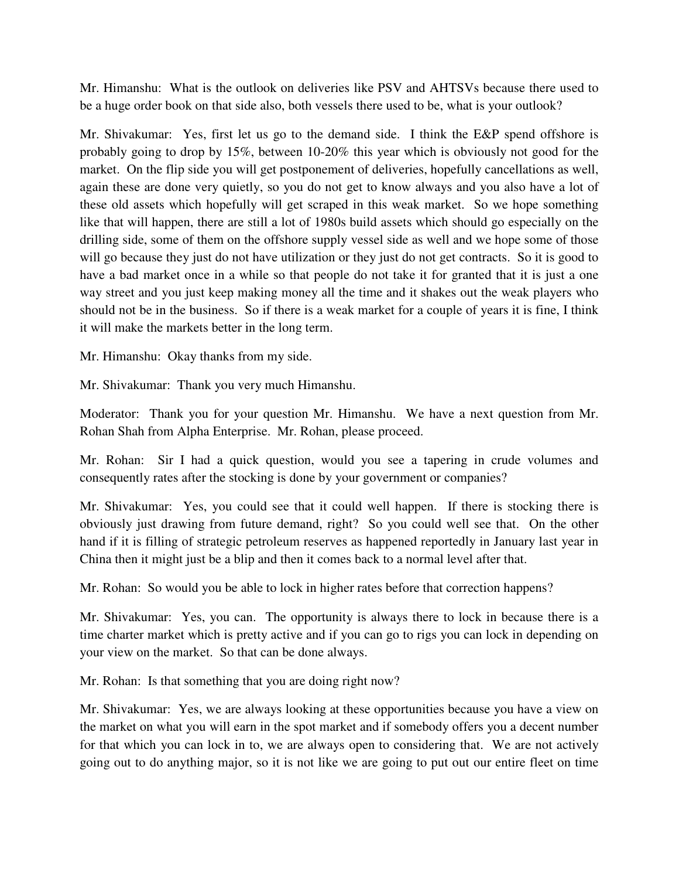Mr. Himanshu: What is the outlook on deliveries like PSV and AHTSVs because there used to be a huge order book on that side also, both vessels there used to be, what is your outlook?

Mr. Shivakumar: Yes, first let us go to the demand side. I think the E&P spend offshore is probably going to drop by 15%, between 10-20% this year which is obviously not good for the market. On the flip side you will get postponement of deliveries, hopefully cancellations as well, again these are done very quietly, so you do not get to know always and you also have a lot of these old assets which hopefully will get scraped in this weak market. So we hope something like that will happen, there are still a lot of 1980s build assets which should go especially on the drilling side, some of them on the offshore supply vessel side as well and we hope some of those will go because they just do not have utilization or they just do not get contracts. So it is good to have a bad market once in a while so that people do not take it for granted that it is just a one way street and you just keep making money all the time and it shakes out the weak players who should not be in the business. So if there is a weak market for a couple of years it is fine, I think it will make the markets better in the long term.

Mr. Himanshu: Okay thanks from my side.

Mr. Shivakumar: Thank you very much Himanshu.

Moderator: Thank you for your question Mr. Himanshu. We have a next question from Mr. Rohan Shah from Alpha Enterprise. Mr. Rohan, please proceed.

Mr. Rohan: Sir I had a quick question, would you see a tapering in crude volumes and consequently rates after the stocking is done by your government or companies?

Mr. Shivakumar: Yes, you could see that it could well happen. If there is stocking there is obviously just drawing from future demand, right? So you could well see that. On the other hand if it is filling of strategic petroleum reserves as happened reportedly in January last year in China then it might just be a blip and then it comes back to a normal level after that.

Mr. Rohan: So would you be able to lock in higher rates before that correction happens?

Mr. Shivakumar: Yes, you can. The opportunity is always there to lock in because there is a time charter market which is pretty active and if you can go to rigs you can lock in depending on your view on the market. So that can be done always.

Mr. Rohan: Is that something that you are doing right now?

Mr. Shivakumar: Yes, we are always looking at these opportunities because you have a view on the market on what you will earn in the spot market and if somebody offers you a decent number for that which you can lock in to, we are always open to considering that. We are not actively going out to do anything major, so it is not like we are going to put out our entire fleet on time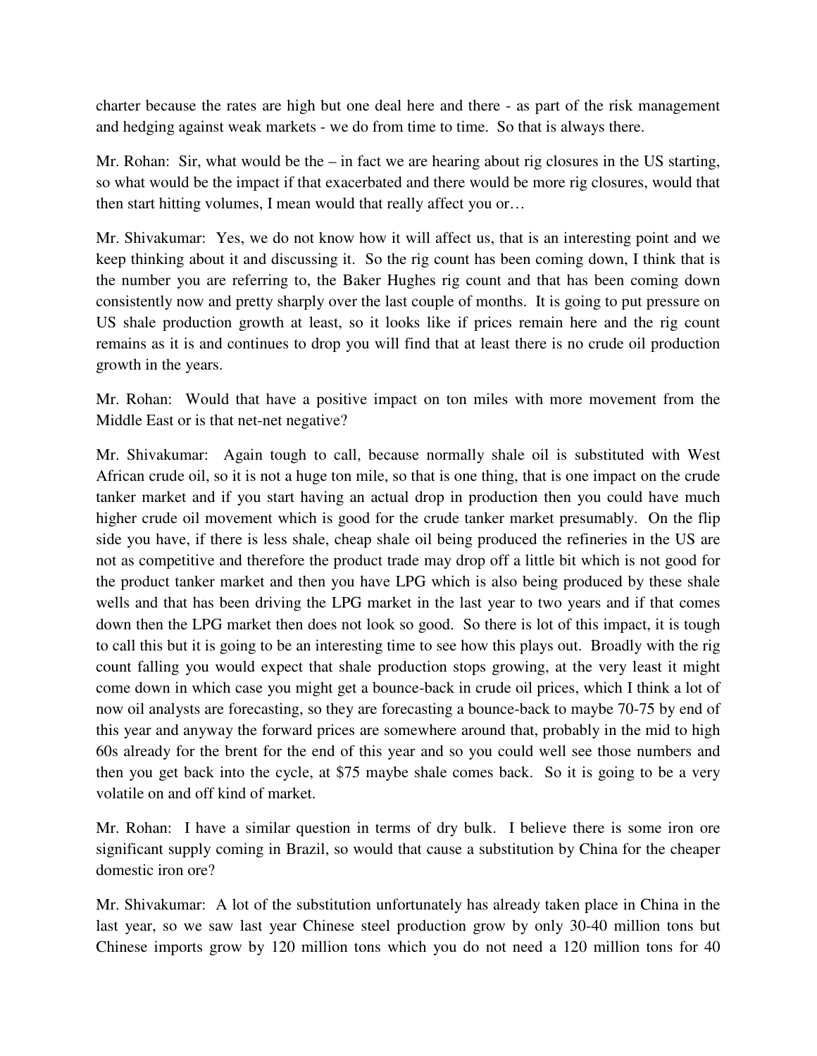charter because the rates are high but one deal here and there - as part of the risk management and hedging against weak markets - we do from time to time. So that is always there.

Mr. Rohan: Sir, what would be the – in fact we are hearing about rig closures in the US starting, so what would be the impact if that exacerbated and there would be more rig closures, would that then start hitting volumes, I mean would that really affect you or…

Mr. Shivakumar: Yes, we do not know how it will affect us, that is an interesting point and we keep thinking about it and discussing it. So the rig count has been coming down, I think that is the number you are referring to, the Baker Hughes rig count and that has been coming down consistently now and pretty sharply over the last couple of months. It is going to put pressure on US shale production growth at least, so it looks like if prices remain here and the rig count remains as it is and continues to drop you will find that at least there is no crude oil production growth in the years.

Mr. Rohan: Would that have a positive impact on ton miles with more movement from the Middle East or is that net-net negative?

Mr. Shivakumar: Again tough to call, because normally shale oil is substituted with West African crude oil, so it is not a huge ton mile, so that is one thing, that is one impact on the crude tanker market and if you start having an actual drop in production then you could have much higher crude oil movement which is good for the crude tanker market presumably. On the flip side you have, if there is less shale, cheap shale oil being produced the refineries in the US are not as competitive and therefore the product trade may drop off a little bit which is not good for the product tanker market and then you have LPG which is also being produced by these shale wells and that has been driving the LPG market in the last year to two years and if that comes down then the LPG market then does not look so good. So there is lot of this impact, it is tough to call this but it is going to be an interesting time to see how this plays out. Broadly with the rig count falling you would expect that shale production stops growing, at the very least it might come down in which case you might get a bounce-back in crude oil prices, which I think a lot of now oil analysts are forecasting, so they are forecasting a bounce-back to maybe 70-75 by end of this year and anyway the forward prices are somewhere around that, probably in the mid to high 60s already for the brent for the end of this year and so you could well see those numbers and then you get back into the cycle, at $75 maybe shale comes back. So it is going to be a very volatile on and off kind of market.

Mr. Rohan: I have a similar question in terms of dry bulk. I believe there is some iron ore significant supply coming in Brazil, so would that cause a substitution by China for the cheaper domestic iron ore?

Mr. Shivakumar: A lot of the substitution unfortunately has already taken place in China in the last year, so we saw last year Chinese steel production grow by only 30-40 million tons but Chinese imports grow by 120 million tons which you do not need a 120 million tons for 40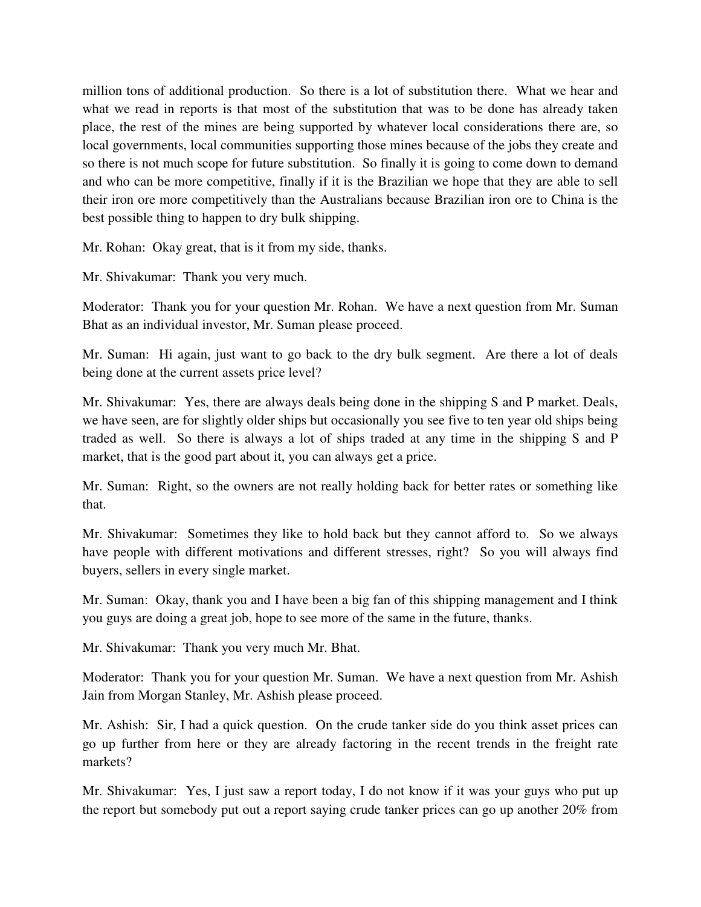million tons of additional production. So there is a lot of substitution there. What we hear and what we read in reports is that most of the substitution that was to be done has already taken place, the rest of the mines are being supported by whatever local considerations there are, so local governments, local communities supporting those mines because of the jobs they create and so there is not much scope for future substitution. So finally it is going to come down to demand and who can be more competitive, finally if it is the Brazilian we hope that they are able to sell their iron ore more competitively than the Australians because Brazilian iron ore to China is the best possible thing to happen to dry bulk shipping.

Mr. Rohan: Okay great, that is it from my side, thanks.

Mr. Shivakumar: Thank you very much.

Moderator: Thank you for your question Mr. Rohan. We have a next question from Mr. Suman Bhat as an individual investor, Mr. Suman please proceed.

Mr. Suman: Hi again, just want to go back to the dry bulk segment. Are there a lot of deals being done at the current assets price level?

Mr. Shivakumar: Yes, there are always deals being done in the shipping S and P market. Deals, we have seen, are for slightly older ships but occasionally you see five to ten year old ships being traded as well. So there is always a lot of ships traded at any time in the shipping S and P market, that is the good part about it, you can always get a price.

Mr. Suman: Right, so the owners are not really holding back for better rates or something like that.

Mr. Shivakumar: Sometimes they like to hold back but they cannot afford to. So we always have people with different motivations and different stresses, right? So you will always find buyers, sellers in every single market.

Mr. Suman: Okay, thank you and I have been a big fan of this shipping management and I think you guys are doing a great job, hope to see more of the same in the future, thanks.

Mr. Shivakumar: Thank you very much Mr. Bhat.

Moderator: Thank you for your question Mr. Suman. We have a next question from Mr. Ashish Jain from Morgan Stanley, Mr. Ashish please proceed.

Mr. Ashish: Sir, I had a quick question. On the crude tanker side do you think asset prices can go up further from here or they are already factoring in the recent trends in the freight rate markets?

Mr. Shivakumar: Yes, I just saw a report today, I do not know if it was your guys who put up the report but somebody put out a report saying crude tanker prices can go up another 20% from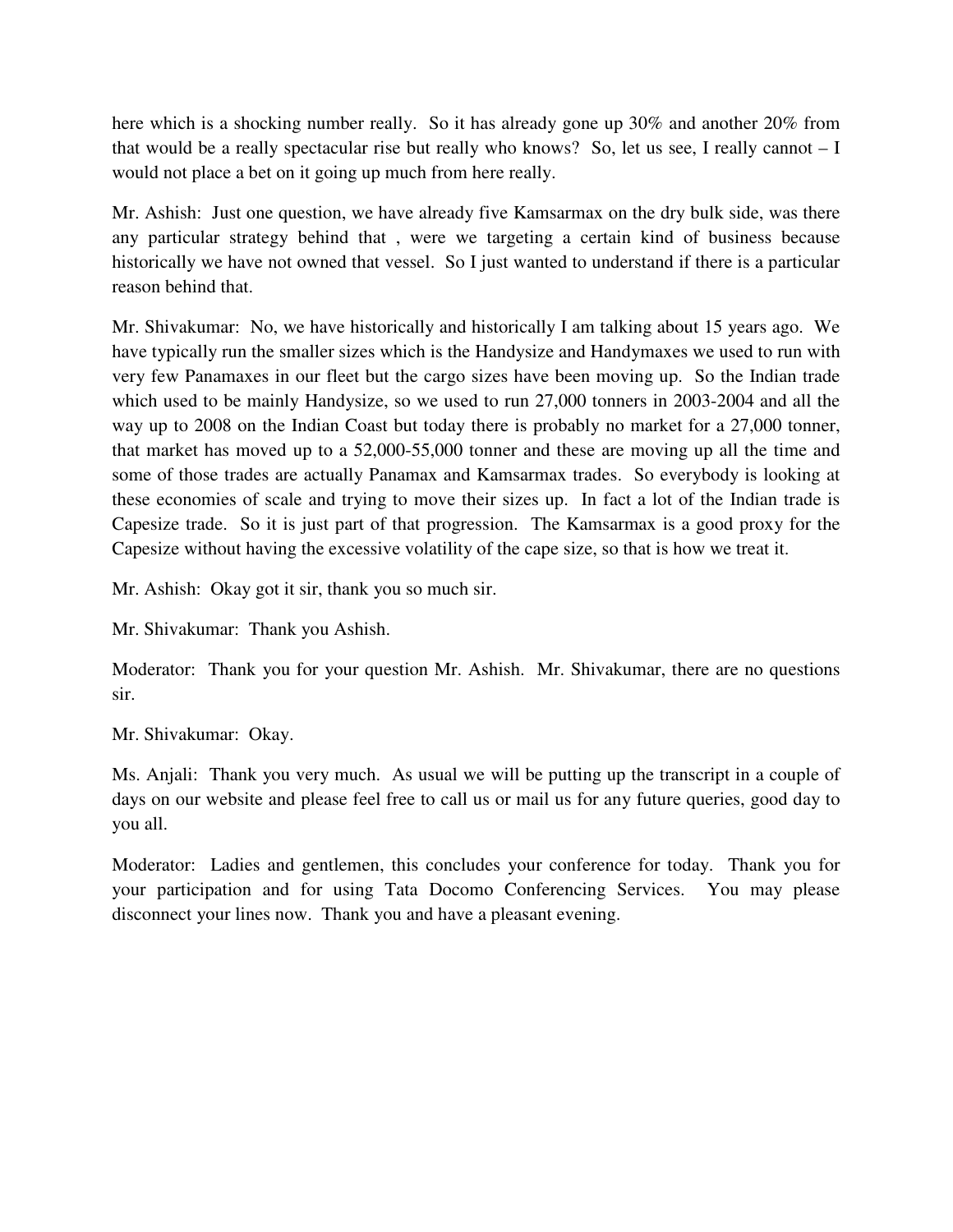here which is a shocking number really. So it has already gone up 30% and another 20% from that would be a really spectacular rise but really who knows? So, let us see, I really cannot – I would not place a bet on it going up much from here really.

Mr. Ashish: Just one question, we have already five Kamsarmax on the dry bulk side, was there any particular strategy behind that , were we targeting a certain kind of business because historically we have not owned that vessel. So I just wanted to understand if there is a particular reason behind that.

Mr. Shivakumar: No, we have historically and historically I am talking about 15 years ago. We have typically run the smaller sizes which is the Handysize and Handymaxes we used to run with very few Panamaxes in our fleet but the cargo sizes have been moving up. So the Indian trade which used to be mainly Handysize, so we used to run 27,000 tonners in 2003-2004 and all the way up to 2008 on the Indian Coast but today there is probably no market for a 27,000 tonner, that market has moved up to a 52,000-55,000 tonner and these are moving up all the time and some of those trades are actually Panamax and Kamsarmax trades. So everybody is looking at these economies of scale and trying to move their sizes up. In fact a lot of the Indian trade is Capesize trade. So it is just part of that progression. The Kamsarmax is a good proxy for the Capesize without having the excessive volatility of the cape size, so that is how we treat it.

Mr. Ashish: Okay got it sir, thank you so much sir.

Mr. Shivakumar: Thank you Ashish.

Moderator: Thank you for your question Mr. Ashish. Mr. Shivakumar, there are no questions sir.

Mr. Shivakumar: Okay.

Ms. Anjali: Thank you very much. As usual we will be putting up the transcript in a couple of days on our website and please feel free to call us or mail us for any future queries, good day to you all.

Moderator: Ladies and gentlemen, this concludes your conference for today. Thank you for your participation and for using Tata Docomo Conferencing Services. You may please disconnect your lines now. Thank you and have a pleasant evening.